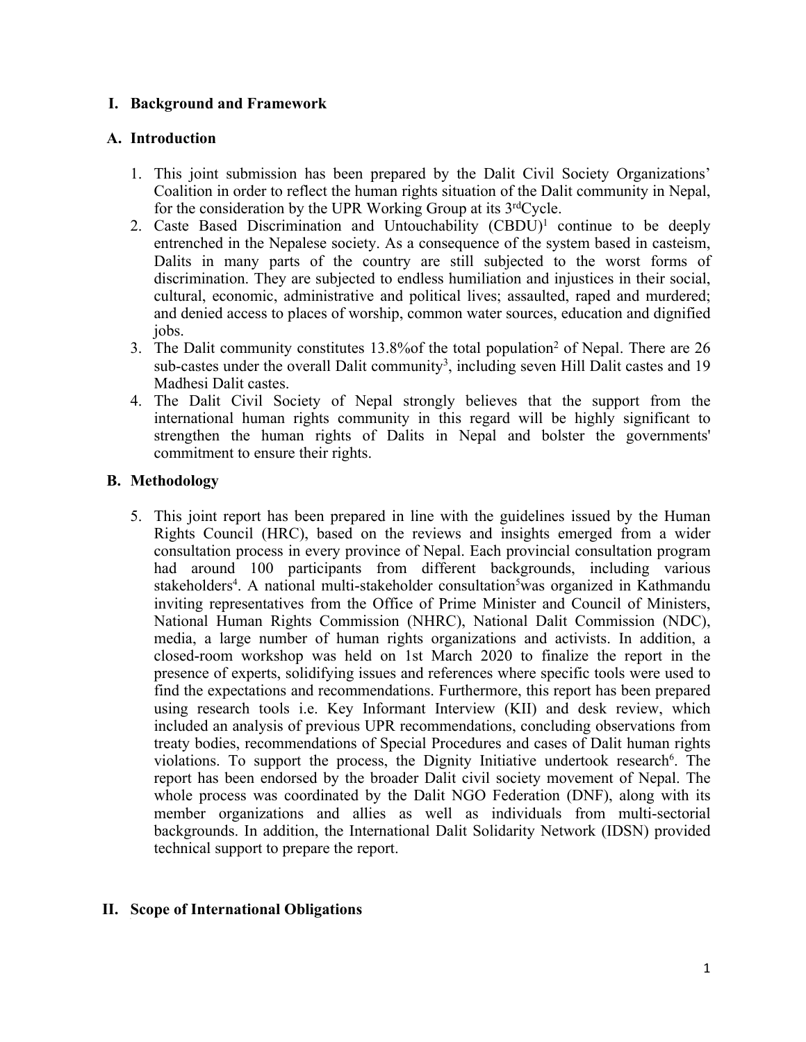## I. Background and Framework

### A. Introduction

1. This joint submission has been prepared by the Dalit Civil Society Organizations' Coalition in order to reflect the human rights situation of the Dalit community in Nepal, for the consideration by the UPR Working Group at its 3rdCycle.
2. Caste Based Discrimination and Untouchability (CBDU)[1] continue to be deeply entrenched in the Nepalese society. As a consequence of the system based in casteism, Dalits in many parts of the country are still subjected to the worst forms of discrimination. They are subjected to endless humiliation and injustices in their social, cultural, economic, administrative and political lives; assaulted, raped and murdered; and denied access to places of worship, common water sources, education and dignified jobs.
3. The Dalit community constitutes 13.8%of the total population[2] of Nepal. There are 26 sub-castes under the overall Dalit community[3], including seven Hill Dalit castes and 19 Madhesi Dalit castes.
4. The Dalit Civil Society of Nepal strongly believes that the support from the international human rights community in this regard will be highly significant to strengthen the human rights of Dalits in Nepal and bolster the governments' commitment to ensure their rights.

### B. Methodology

5. This joint report has been prepared in line with the guidelines issued by the Human Rights Council (HRC), based on the reviews and insights emerged from a wider consultation process in every province of Nepal. Each provincial consultation program had around 100 participants from different backgrounds, including various stakeholders[4]. A national multi-stakeholder consultation[5]was organized in Kathmandu inviting representatives from the Office of Prime Minister and Council of Ministers, National Human Rights Commission (NHRC), National Dalit Commission (NDC), media, a large number of human rights organizations and activists. In addition, a closed-room workshop was held on 1st March 2020 to finalize the report in the presence of experts, solidifying issues and references where specific tools were used to find the expectations and recommendations. Furthermore, this report has been prepared using research tools i.e. Key Informant Interview (KII) and desk review, which included an analysis of previous UPR recommendations, concluding observations from treaty bodies, recommendations of Special Procedures and cases of Dalit human rights violations. To support the process, the Dignity Initiative undertook research[6]. The report has been endorsed by the broader Dalit civil society movement of Nepal. The whole process was coordinated by the Dalit NGO Federation (DNF), along with its member organizations and allies as well as individuals from multi-sectorial backgrounds. In addition, the International Dalit Solidarity Network (IDSN) provided technical support to prepare the report.

## II. Scope of International Obligations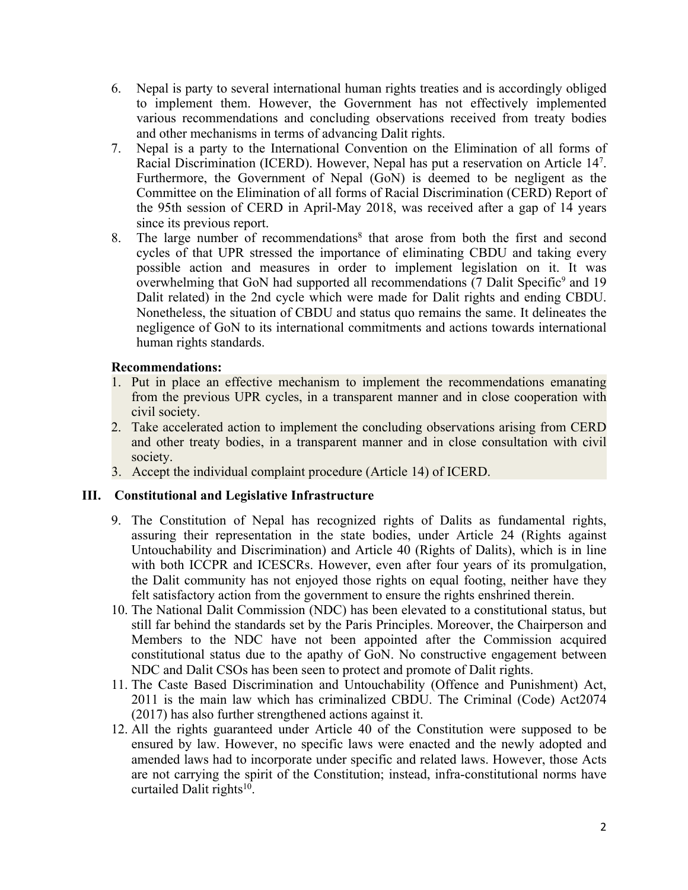6. Nepal is party to several international human rights treaties and is accordingly obliged to implement them. However, the Government has not effectively implemented various recommendations and concluding observations received from treaty bodies and other mechanisms in terms of advancing Dalit rights.
7. Nepal is a party to the International Convention on the Elimination of all forms of Racial Discrimination (ICERD). However, Nepal has put a reservation on Article 14[7]. Furthermore, the Government of Nepal (GoN) is deemed to be negligent as the Committee on the Elimination of all forms of Racial Discrimination (CERD) Report of the 95th session of CERD in April-May 2018, was received after a gap of 14 years since its previous report.
8. The large number of recommendations[8] that arose from both the first and second cycles of that UPR stressed the importance of eliminating CBDU and taking every possible action and measures in order to implement legislation on it. It was overwhelming that GoN had supported all recommendations (7 Dalit Specific[9] and 19 Dalit related) in the 2nd cycle which were made for Dalit rights and ending CBDU. Nonetheless, the situation of CBDU and status quo remains the same. It delineates the negligence of GoN to its international commitments and actions towards international human rights standards.

**Recommendations:**

1. Put in place an effective mechanism to implement the recommendations emanating from the previous UPR cycles, in a transparent manner and in close cooperation with civil society.
2. Take accelerated action to implement the concluding observations arising from CERD and other treaty bodies, in a transparent manner and in close consultation with civil society.
3. Accept the individual complaint procedure (Article 14) of ICERD.

## III. Constitutional and Legislative Infrastructure

9. The Constitution of Nepal has recognized rights of Dalits as fundamental rights, assuring their representation in the state bodies, under Article 24 (Rights against Untouchability and Discrimination) and Article 40 (Rights of Dalits), which is in line with both ICCPR and ICESCRs. However, even after four years of its promulgation, the Dalit community has not enjoyed those rights on equal footing, neither have they felt satisfactory action from the government to ensure the rights enshrined therein.
10. The National Dalit Commission (NDC) has been elevated to a constitutional status, but still far behind the standards set by the Paris Principles. Moreover, the Chairperson and Members to the NDC have not been appointed after the Commission acquired constitutional status due to the apathy of GoN. No constructive engagement between NDC and Dalit CSOs has been seen to protect and promote of Dalit rights.
11. The Caste Based Discrimination and Untouchability (Offence and Punishment) Act, 2011 is the main law which has criminalized CBDU. The Criminal (Code) Act2074 (2017) has also further strengthened actions against it.
12. All the rights guaranteed under Article 40 of the Constitution were supposed to be ensured by law. However, no specific laws were enacted and the newly adopted and amended laws had to incorporate under specific and related laws. However, those Acts are not carrying the spirit of the Constitution; instead, infra-constitutional norms have curtailed Dalit rights[10].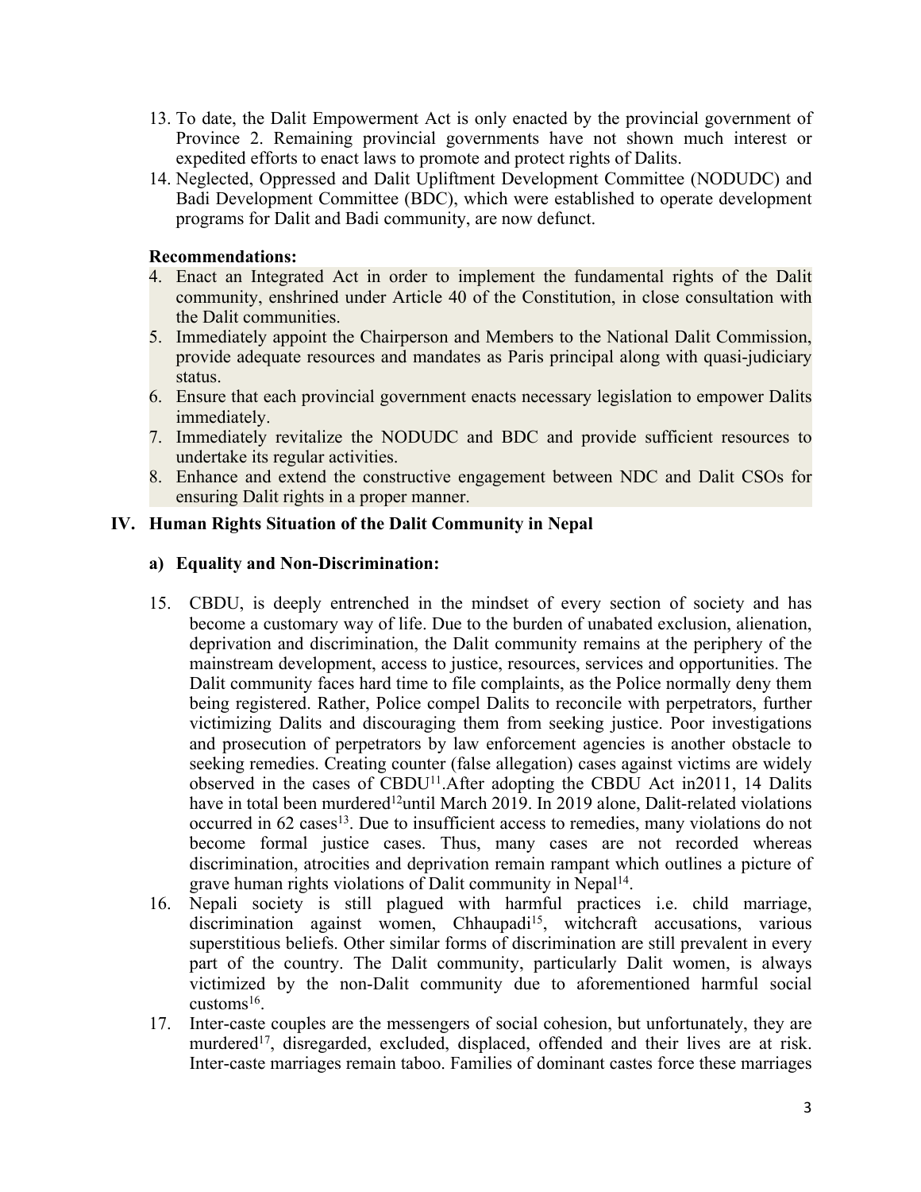13. To date, the Dalit Empowerment Act is only enacted by the provincial government of Province 2. Remaining provincial governments have not shown much interest or expedited efforts to enact laws to promote and protect rights of Dalits.
14. Neglected, Oppressed and Dalit Upliftment Development Committee (NODUDC) and Badi Development Committee (BDC), which were established to operate development programs for Dalit and Badi community, are now defunct.

**Recommendations:**

4. Enact an Integrated Act in order to implement the fundamental rights of the Dalit community, enshrined under Article 40 of the Constitution, in close consultation with the Dalit communities.
5. Immediately appoint the Chairperson and Members to the National Dalit Commission, provide adequate resources and mandates as Paris principal along with quasi-judiciary status.
6. Ensure that each provincial government enacts necessary legislation to empower Dalits immediately.
7. Immediately revitalize the NODUDC and BDC and provide sufficient resources to undertake its regular activities.
8. Enhance and extend the constructive engagement between NDC and Dalit CSOs for ensuring Dalit rights in a proper manner.

## IV. Human Rights Situation of the Dalit Community in Nepal

### a) Equality and Non-Discrimination:

15. CBDU, is deeply entrenched in the mindset of every section of society and has become a customary way of life. Due to the burden of unabated exclusion, alienation, deprivation and discrimination, the Dalit community remains at the periphery of the mainstream development, access to justice, resources, services and opportunities. The Dalit community faces hard time to file complaints, as the Police normally deny them being registered. Rather, Police compel Dalits to reconcile with perpetrators, further victimizing Dalits and discouraging them from seeking justice. Poor investigations and prosecution of perpetrators by law enforcement agencies is another obstacle to seeking remedies. Creating counter (false allegation) cases against victims are widely observed in the cases of CBDU[11].After adopting the CBDU Act in2011, 14 Dalits have in total been murdered[12]until March 2019. In 2019 alone, Dalit-related violations occurred in 62 cases[13]. Due to insufficient access to remedies, many violations do not become formal justice cases. Thus, many cases are not recorded whereas discrimination, atrocities and deprivation remain rampant which outlines a picture of grave human rights violations of Dalit community in Nepal[14].
16. Nepali society is still plagued with harmful practices i.e. child marriage, discrimination against women, Chhaupadi[15], witchcraft accusations, various superstitious beliefs. Other similar forms of discrimination are still prevalent in every part of the country. The Dalit community, particularly Dalit women, is always victimized by the non-Dalit community due to aforementioned harmful social customs[16].
17. Inter-caste couples are the messengers of social cohesion, but unfortunately, they are murdered[17], disregarded, excluded, displaced, offended and their lives are at risk. Inter-caste marriages remain taboo. Families of dominant castes force these marriages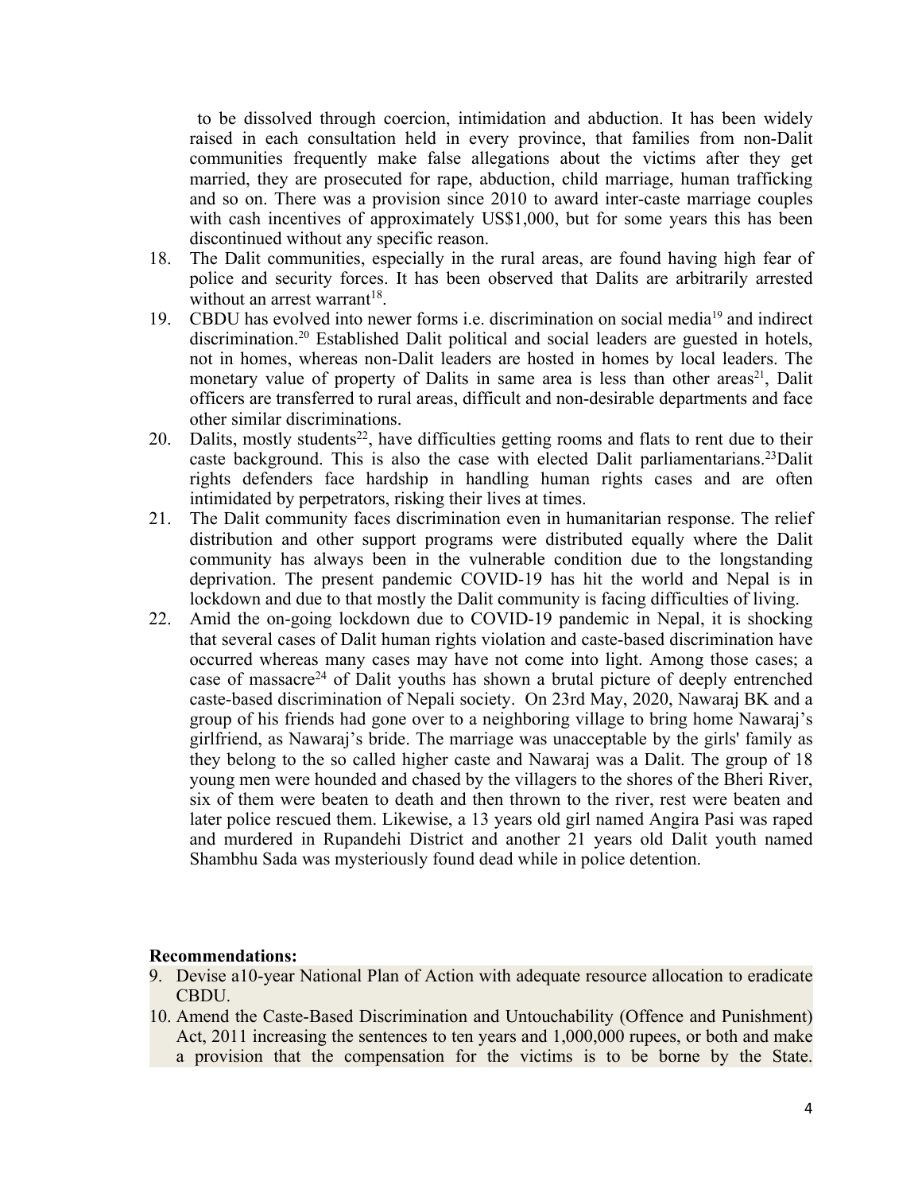to be dissolved through coercion, intimidation and abduction. It has been widely raised in each consultation held in every province, that families from non-Dalit communities frequently make false allegations about the victims after they get married, they are prosecuted for rape, abduction, child marriage, human trafficking and so on. There was a provision since 2010 to award inter-caste marriage couples with cash incentives of approximately US$1,000, but for some years this has been discontinued without any specific reason.

18. The Dalit communities, especially in the rural areas, are found having high fear of police and security forces. It has been observed that Dalits are arbitrarily arrested without an arrest warrant[18].
19. CBDU has evolved into newer forms i.e. discrimination on social media[19] and indirect discrimination.[20] Established Dalit political and social leaders are guested in hotels, not in homes, whereas non-Dalit leaders are hosted in homes by local leaders. The monetary value of property of Dalits in same area is less than other areas[21], Dalit officers are transferred to rural areas, difficult and non-desirable departments and face other similar discriminations.
20. Dalits, mostly students[22], have difficulties getting rooms and flats to rent due to their caste background. This is also the case with elected Dalit parliamentarians.[23]Dalit rights defenders face hardship in handling human rights cases and are often intimidated by perpetrators, risking their lives at times.
21. The Dalit community faces discrimination even in humanitarian response. The relief distribution and other support programs were distributed equally where the Dalit community has always been in the vulnerable condition due to the longstanding deprivation. The present pandemic COVID-19 has hit the world and Nepal is in lockdown and due to that mostly the Dalit community is facing difficulties of living.
22. Amid the on-going lockdown due to COVID-19 pandemic in Nepal, it is shocking that several cases of Dalit human rights violation and caste-based discrimination have occurred whereas many cases may have not come into light. Among those cases; a case of massacre[24] of Dalit youths has shown a brutal picture of deeply entrenched caste-based discrimination of Nepali society. On 23rd May, 2020, Nawaraj BK and a group of his friends had gone over to a neighboring village to bring home Nawaraj's girlfriend, as Nawaraj's bride. The marriage was unacceptable by the girls' family as they belong to the so called higher caste and Nawaraj was a Dalit. The group of 18 young men were hounded and chased by the villagers to the shores of the Bheri River, six of them were beaten to death and then thrown to the river, rest were beaten and later police rescued them. Likewise, a 13 years old girl named Angira Pasi was raped and murdered in Rupandehi District and another 21 years old Dalit youth named Shambhu Sada was mysteriously found dead while in police detention.

**Recommendations:**

9. Devise a10-year National Plan of Action with adequate resource allocation to eradicate CBDU.
10. Amend the Caste-Based Discrimination and Untouchability (Offence and Punishment) Act, 2011 increasing the sentences to ten years and 1,000,000 rupees, or both and make a provision that the compensation for the victims is to be borne by the State.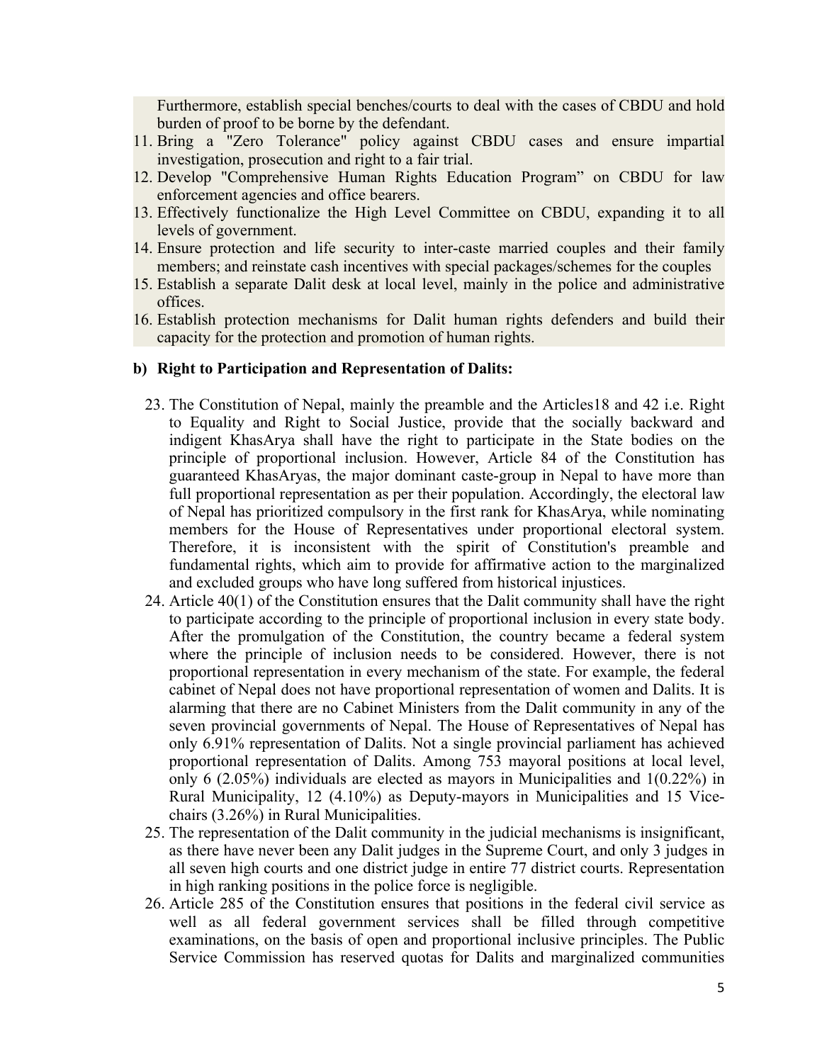Furthermore, establish special benches/courts to deal with the cases of CBDU and hold burden of proof to be borne by the defendant.

11. Bring a "Zero Tolerance" policy against CBDU cases and ensure impartial investigation, prosecution and right to a fair trial.
12. Develop "Comprehensive Human Rights Education Program" on CBDU for law enforcement agencies and office bearers.
13. Effectively functionalize the High Level Committee on CBDU, expanding it to all levels of government.
14. Ensure protection and life security to inter-caste married couples and their family members; and reinstate cash incentives with special packages/schemes for the couples
15. Establish a separate Dalit desk at local level, mainly in the police and administrative offices.
16. Establish protection mechanisms for Dalit human rights defenders and build their capacity for the protection and promotion of human rights.

**b) Right to Participation and Representation of Dalits:**

23. The Constitution of Nepal, mainly the preamble and the Articles18 and 42 i.e. Right to Equality and Right to Social Justice, provide that the socially backward and indigent KhasArya shall have the right to participate in the State bodies on the principle of proportional inclusion. However, Article 84 of the Constitution has guaranteed KhasAryas, the major dominant caste-group in Nepal to have more than full proportional representation as per their population. Accordingly, the electoral law of Nepal has prioritized compulsory in the first rank for KhasArya, while nominating members for the House of Representatives under proportional electoral system. Therefore, it is inconsistent with the spirit of Constitution's preamble and fundamental rights, which aim to provide for affirmative action to the marginalized and excluded groups who have long suffered from historical injustices.
24. Article 40(1) of the Constitution ensures that the Dalit community shall have the right to participate according to the principle of proportional inclusion in every state body. After the promulgation of the Constitution, the country became a federal system where the principle of inclusion needs to be considered. However, there is not proportional representation in every mechanism of the state. For example, the federal cabinet of Nepal does not have proportional representation of women and Dalits. It is alarming that there are no Cabinet Ministers from the Dalit community in any of the seven provincial governments of Nepal. The House of Representatives of Nepal has only 6.91% representation of Dalits. Not a single provincial parliament has achieved proportional representation of Dalits. Among 753 mayoral positions at local level, only 6 (2.05%) individuals are elected as mayors in Municipalities and 1(0.22%) in Rural Municipality, 12 (4.10%) as Deputy-mayors in Municipalities and 15 Vice-chairs (3.26%) in Rural Municipalities.
25. The representation of the Dalit community in the judicial mechanisms is insignificant, as there have never been any Dalit judges in the Supreme Court, and only 3 judges in all seven high courts and one district judge in entire 77 district courts. Representation in high ranking positions in the police force is negligible.
26. Article 285 of the Constitution ensures that positions in the federal civil service as well as all federal government services shall be filled through competitive examinations, on the basis of open and proportional inclusive principles. The Public Service Commission has reserved quotas for Dalits and marginalized communities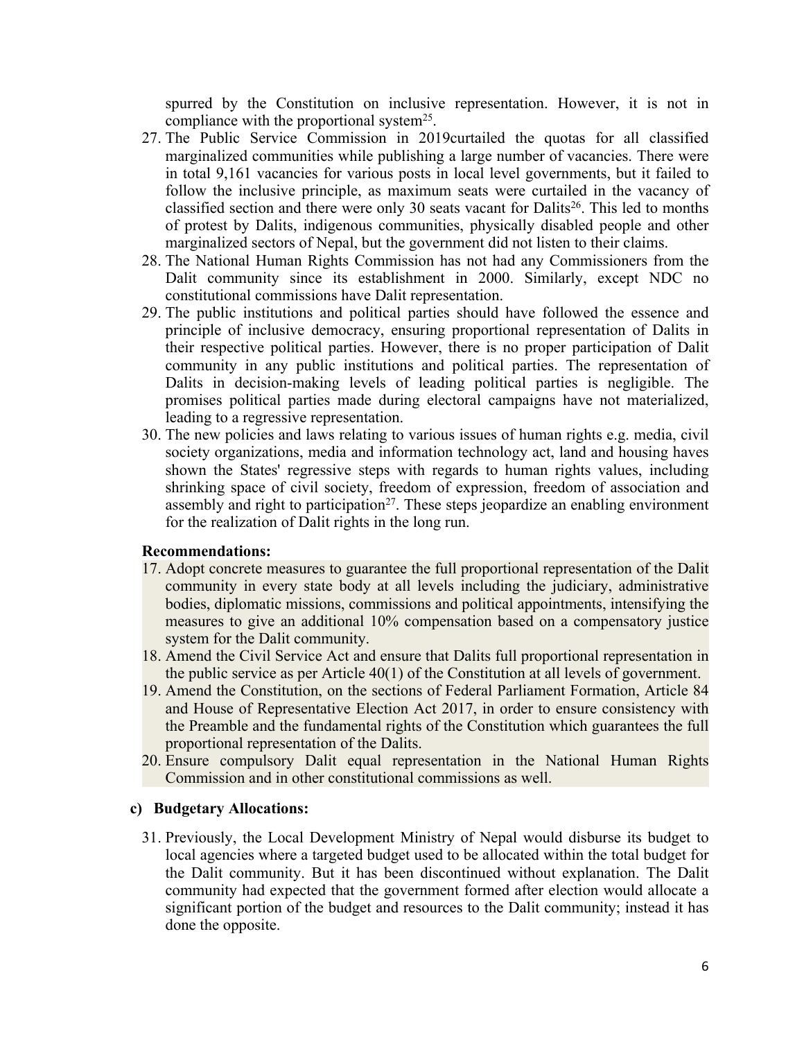spurred by the Constitution on inclusive representation. However, it is not in compliance with the proportional system[25].

27. The Public Service Commission in 2019curtailed the quotas for all classified marginalized communities while publishing a large number of vacancies. There were in total 9,161 vacancies for various posts in local level governments, but it failed to follow the inclusive principle, as maximum seats were curtailed in the vacancy of classified section and there were only 30 seats vacant for Dalits[26]. This led to months of protest by Dalits, indigenous communities, physically disabled people and other marginalized sectors of Nepal, but the government did not listen to their claims.
28. The National Human Rights Commission has not had any Commissioners from the Dalit community since its establishment in 2000. Similarly, except NDC no constitutional commissions have Dalit representation.
29. The public institutions and political parties should have followed the essence and principle of inclusive democracy, ensuring proportional representation of Dalits in their respective political parties. However, there is no proper participation of Dalit community in any public institutions and political parties. The representation of Dalits in decision-making levels of leading political parties is negligible. The promises political parties made during electoral campaigns have not materialized, leading to a regressive representation.
30. The new policies and laws relating to various issues of human rights e.g. media, civil society organizations, media and information technology act, land and housing haves shown the States' regressive steps with regards to human rights values, including shrinking space of civil society, freedom of expression, freedom of association and assembly and right to participation[27]. These steps jeopardize an enabling environment for the realization of Dalit rights in the long run.

**Recommendations:**

17. Adopt concrete measures to guarantee the full proportional representation of the Dalit community in every state body at all levels including the judiciary, administrative bodies, diplomatic missions, commissions and political appointments, intensifying the measures to give an additional 10% compensation based on a compensatory justice system for the Dalit community.
18. Amend the Civil Service Act and ensure that Dalits full proportional representation in the public service as per Article 40(1) of the Constitution at all levels of government.
19. Amend the Constitution, on the sections of Federal Parliament Formation, Article 84 and House of Representative Election Act 2017, in order to ensure consistency with the Preamble and the fundamental rights of the Constitution which guarantees the full proportional representation of the Dalits.
20. Ensure compulsory Dalit equal representation in the National Human Rights Commission and in other constitutional commissions as well.

### c) Budgetary Allocations:

31. Previously, the Local Development Ministry of Nepal would disburse its budget to local agencies where a targeted budget used to be allocated within the total budget for the Dalit community. But it has been discontinued without explanation. The Dalit community had expected that the government formed after election would allocate a significant portion of the budget and resources to the Dalit community; instead it has done the opposite.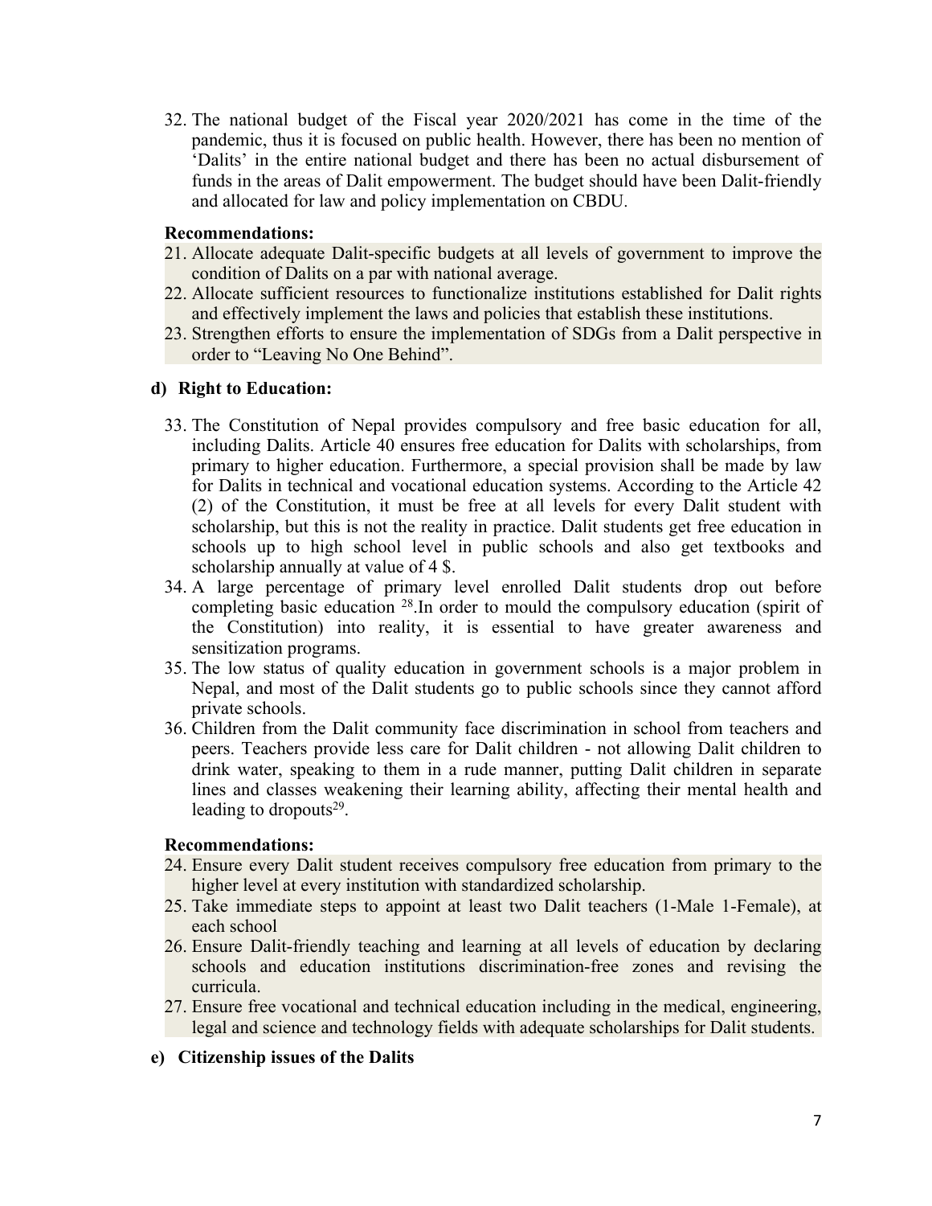32. The national budget of the Fiscal year 2020/2021 has come in the time of the pandemic, thus it is focused on public health. However, there has been no mention of 'Dalits' in the entire national budget and there has been no actual disbursement of funds in the areas of Dalit empowerment. The budget should have been Dalit-friendly and allocated for law and policy implementation on CBDU.

**Recommendations:**

21. Allocate adequate Dalit-specific budgets at all levels of government to improve the condition of Dalits on a par with national average.
22. Allocate sufficient resources to functionalize institutions established for Dalit rights and effectively implement the laws and policies that establish these institutions.
23. Strengthen efforts to ensure the implementation of SDGs from a Dalit perspective in order to "Leaving No One Behind".

### d) Right to Education:

33. The Constitution of Nepal provides compulsory and free basic education for all, including Dalits. Article 40 ensures free education for Dalits with scholarships, from primary to higher education. Furthermore, a special provision shall be made by law for Dalits in technical and vocational education systems. According to the Article 42 (2) of the Constitution, it must be free at all levels for every Dalit student with scholarship, but this is not the reality in practice. Dalit students get free education in schools up to high school level in public schools and also get textbooks and scholarship annually at value of 4 $.
34. A large percentage of primary level enrolled Dalit students drop out before completing basic education [28].In order to mould the compulsory education (spirit of the Constitution) into reality, it is essential to have greater awareness and sensitization programs.
35. The low status of quality education in government schools is a major problem in Nepal, and most of the Dalit students go to public schools since they cannot afford private schools.
36. Children from the Dalit community face discrimination in school from teachers and peers. Teachers provide less care for Dalit children - not allowing Dalit children to drink water, speaking to them in a rude manner, putting Dalit children in separate lines and classes weakening their learning ability, affecting their mental health and leading to dropouts[29].

**Recommendations:**

24. Ensure every Dalit student receives compulsory free education from primary to the higher level at every institution with standardized scholarship.
25. Take immediate steps to appoint at least two Dalit teachers (1-Male 1-Female), at each school
26. Ensure Dalit-friendly teaching and learning at all levels of education by declaring schools and education institutions discrimination-free zones and revising the curricula.
27. Ensure free vocational and technical education including in the medical, engineering, legal and science and technology fields with adequate scholarships for Dalit students.

### e) Citizenship issues of the Dalits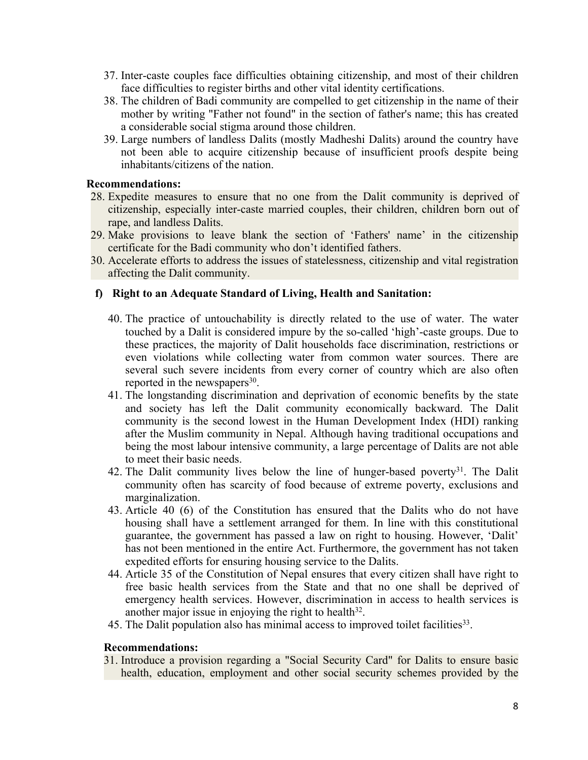37. Inter-caste couples face difficulties obtaining citizenship, and most of their children face difficulties to register births and other vital identity certifications.
38. The children of Badi community are compelled to get citizenship in the name of their mother by writing "Father not found" in the section of father's name; this has created a considerable social stigma around those children.
39. Large numbers of landless Dalits (mostly Madheshi Dalits) around the country have not been able to acquire citizenship because of insufficient proofs despite being inhabitants/citizens of the nation.

**Recommendations:**

28. Expedite measures to ensure that no one from the Dalit community is deprived of citizenship, especially inter-caste married couples, their children, children born out of rape, and landless Dalits.
29. Make provisions to leave blank the section of 'Fathers' name' in the citizenship certificate for the Badi community who don't identified fathers.
30. Accelerate efforts to address the issues of statelessness, citizenship and vital registration affecting the Dalit community.

### f) Right to an Adequate Standard of Living, Health and Sanitation:

40. The practice of untouchability is directly related to the use of water. The water touched by a Dalit is considered impure by the so-called 'high'-caste groups. Due to these practices, the majority of Dalit households face discrimination, restrictions or even violations while collecting water from common water sources. There are several such severe incidents from every corner of country which are also often reported in the newspapers[30].
41. The longstanding discrimination and deprivation of economic benefits by the state and society has left the Dalit community economically backward. The Dalit community is the second lowest in the Human Development Index (HDI) ranking after the Muslim community in Nepal. Although having traditional occupations and being the most labour intensive community, a large percentage of Dalits are not able to meet their basic needs.
42. The Dalit community lives below the line of hunger-based poverty[31]. The Dalit community often has scarcity of food because of extreme poverty, exclusions and marginalization.
43. Article 40 (6) of the Constitution has ensured that the Dalits who do not have housing shall have a settlement arranged for them. In line with this constitutional guarantee, the government has passed a law on right to housing. However, 'Dalit' has not been mentioned in the entire Act. Furthermore, the government has not taken expedited efforts for ensuring housing service to the Dalits.
44. Article 35 of the Constitution of Nepal ensures that every citizen shall have right to free basic health services from the State and that no one shall be deprived of emergency health services. However, discrimination in access to health services is another major issue in enjoying the right to health[32].
45. The Dalit population also has minimal access to improved toilet facilities[33].

**Recommendations:**

31. Introduce a provision regarding a "Social Security Card" for Dalits to ensure basic health, education, employment and other social security schemes provided by the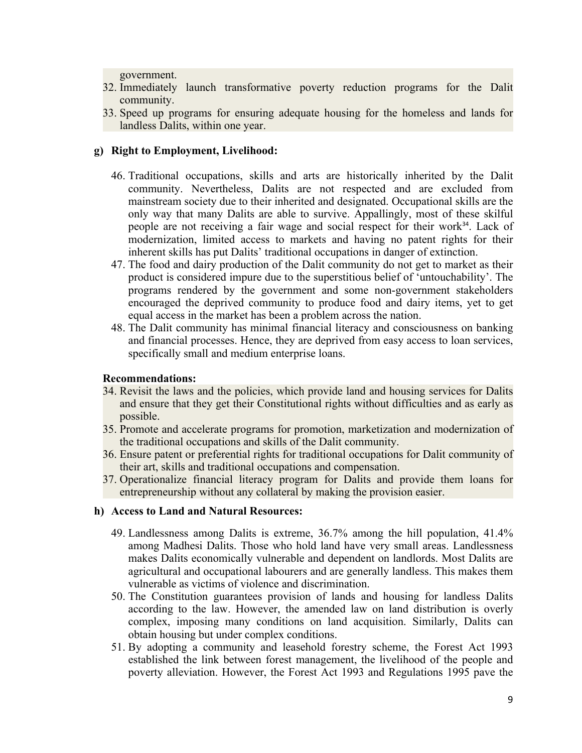government.

32. Immediately launch transformative poverty reduction programs for the Dalit community.
33. Speed up programs for ensuring adequate housing for the homeless and lands for landless Dalits, within one year.

### g) Right to Employment, Livelihood:

46. Traditional occupations, skills and arts are historically inherited by the Dalit community. Nevertheless, Dalits are not respected and are excluded from mainstream society due to their inherited and designated. Occupational skills are the only way that many Dalits are able to survive. Appallingly, most of these skilful people are not receiving a fair wage and social respect for their work[34]. Lack of modernization, limited access to markets and having no patent rights for their inherent skills has put Dalits' traditional occupations in danger of extinction.
47. The food and dairy production of the Dalit community do not get to market as their product is considered impure due to the superstitious belief of 'untouchability'. The programs rendered by the government and some non-government stakeholders encouraged the deprived community to produce food and dairy items, yet to get equal access in the market has been a problem across the nation.
48. The Dalit community has minimal financial literacy and consciousness on banking and financial processes. Hence, they are deprived from easy access to loan services, specifically small and medium enterprise loans.

**Recommendations:**

34. Revisit the laws and the policies, which provide land and housing services for Dalits and ensure that they get their Constitutional rights without difficulties and as early as possible.
35. Promote and accelerate programs for promotion, marketization and modernization of the traditional occupations and skills of the Dalit community.
36. Ensure patent or preferential rights for traditional occupations for Dalit community of their art, skills and traditional occupations and compensation.
37. Operationalize financial literacy program for Dalits and provide them loans for entrepreneurship without any collateral by making the provision easier.

### h) Access to Land and Natural Resources:

49. Landlessness among Dalits is extreme, 36.7% among the hill population, 41.4% among Madhesi Dalits. Those who hold land have very small areas. Landlessness makes Dalits economically vulnerable and dependent on landlords. Most Dalits are agricultural and occupational labourers and are generally landless. This makes them vulnerable as victims of violence and discrimination.
50. The Constitution guarantees provision of lands and housing for landless Dalits according to the law. However, the amended law on land distribution is overly complex, imposing many conditions on land acquisition. Similarly, Dalits can obtain housing but under complex conditions.
51. By adopting a community and leasehold forestry scheme, the Forest Act 1993 established the link between forest management, the livelihood of the people and poverty alleviation. However, the Forest Act 1993 and Regulations 1995 pave the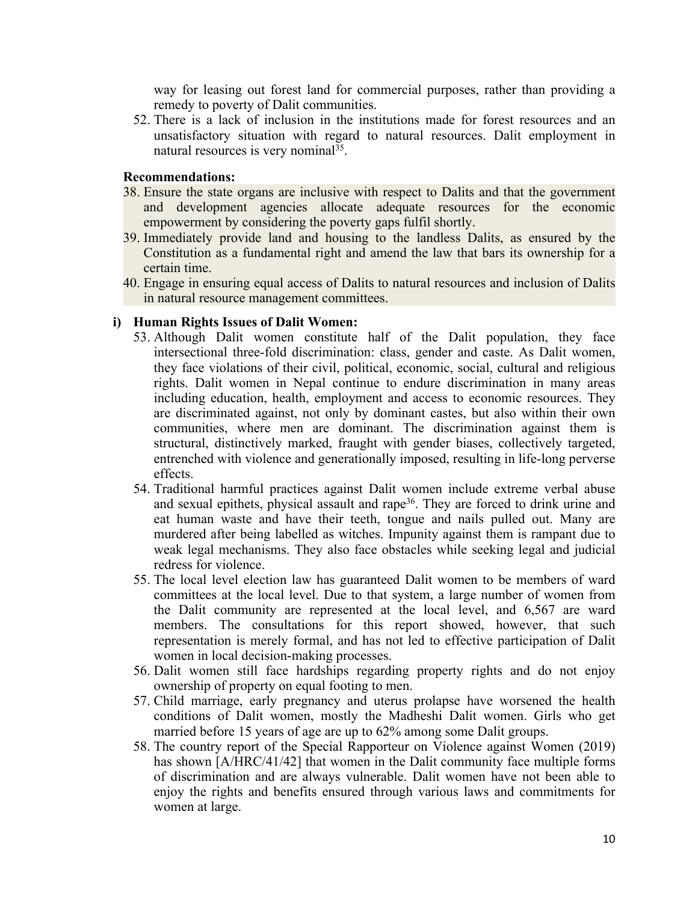way for leasing out forest land for commercial purposes, rather than providing a remedy to poverty of Dalit communities.

52. There is a lack of inclusion in the institutions made for forest resources and an unsatisfactory situation with regard to natural resources. Dalit employment in natural resources is very nominal[35].

**Recommendations:**

38. Ensure the state organs are inclusive with respect to Dalits and that the government and development agencies allocate adequate resources for the economic empowerment by considering the poverty gaps fulfil shortly.
39. Immediately provide land and housing to the landless Dalits, as ensured by the Constitution as a fundamental right and amend the law that bars its ownership for a certain time.
40. Engage in ensuring equal access of Dalits to natural resources and inclusion of Dalits in natural resource management committees.

**i) Human Rights Issues of Dalit Women:**

53. Although Dalit women constitute half of the Dalit population, they face intersectional three-fold discrimination: class, gender and caste. As Dalit women, they face violations of their civil, political, economic, social, cultural and religious rights. Dalit women in Nepal continue to endure discrimination in many areas including education, health, employment and access to economic resources. They are discriminated against, not only by dominant castes, but also within their own communities, where men are dominant. The discrimination against them is structural, distinctively marked, fraught with gender biases, collectively targeted, entrenched with violence and generationally imposed, resulting in life-long perverse effects.
54. Traditional harmful practices against Dalit women include extreme verbal abuse and sexual epithets, physical assault and rape[36]. They are forced to drink urine and eat human waste and have their teeth, tongue and nails pulled out. Many are murdered after being labelled as witches. Impunity against them is rampant due to weak legal mechanisms. They also face obstacles while seeking legal and judicial redress for violence.
55. The local level election law has guaranteed Dalit women to be members of ward committees at the local level. Due to that system, a large number of women from the Dalit community are represented at the local level, and 6,567 are ward members. The consultations for this report showed, however, that such representation is merely formal, and has not led to effective participation of Dalit women in local decision-making processes.
56. Dalit women still face hardships regarding property rights and do not enjoy ownership of property on equal footing to men.
57. Child marriage, early pregnancy and uterus prolapse have worsened the health conditions of Dalit women, mostly the Madheshi Dalit women. Girls who get married before 15 years of age are up to 62% among some Dalit groups.
58. The country report of the Special Rapporteur on Violence against Women (2019) has shown [A/HRC/41/42] that women in the Dalit community face multiple forms of discrimination and are always vulnerable. Dalit women have not been able to enjoy the rights and benefits ensured through various laws and commitments for women at large.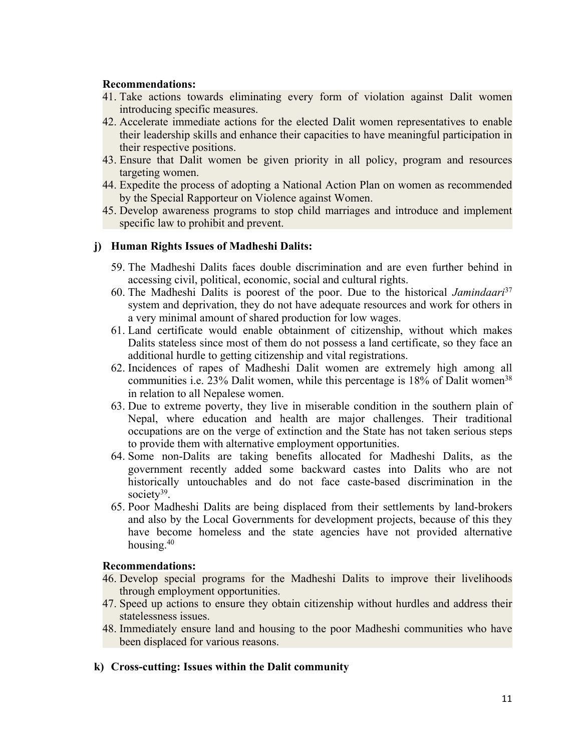**Recommendations:**

41. Take actions towards eliminating every form of violation against Dalit women introducing specific measures.
42. Accelerate immediate actions for the elected Dalit women representatives to enable their leadership skills and enhance their capacities to have meaningful participation in their respective positions.
43. Ensure that Dalit women be given priority in all policy, program and resources targeting women.
44. Expedite the process of adopting a National Action Plan on women as recommended by the Special Rapporteur on Violence against Women.
45. Develop awareness programs to stop child marriages and introduce and implement specific law to prohibit and prevent.

## j) Human Rights Issues of Madheshi Dalits:

59. The Madheshi Dalits faces double discrimination and are even further behind in accessing civil, political, economic, social and cultural rights.
60. The Madheshi Dalits is poorest of the poor. Due to the historical *Jamindaari*[37] system and deprivation, they do not have adequate resources and work for others in a very minimal amount of shared production for low wages.
61. Land certificate would enable obtainment of citizenship, without which makes Dalits stateless since most of them do not possess a land certificate, so they face an additional hurdle to getting citizenship and vital registrations.
62. Incidences of rapes of Madheshi Dalit women are extremely high among all communities i.e. 23% Dalit women, while this percentage is 18% of Dalit women[38] in relation to all Nepalese women.
63. Due to extreme poverty, they live in miserable condition in the southern plain of Nepal, where education and health are major challenges. Their traditional occupations are on the verge of extinction and the State has not taken serious steps to provide them with alternative employment opportunities.
64. Some non-Dalits are taking benefits allocated for Madheshi Dalits, as the government recently added some backward castes into Dalits who are not historically untouchables and do not face caste-based discrimination in the society[39].
65. Poor Madheshi Dalits are being displaced from their settlements by land-brokers and also by the Local Governments for development projects, because of this they have become homeless and the state agencies have not provided alternative housing.[40]

**Recommendations:**

46. Develop special programs for the Madheshi Dalits to improve their livelihoods through employment opportunities.
47. Speed up actions to ensure they obtain citizenship without hurdles and address their statelessness issues.
48. Immediately ensure land and housing to the poor Madheshi communities who have been displaced for various reasons.

## k) Cross-cutting: Issues within the Dalit community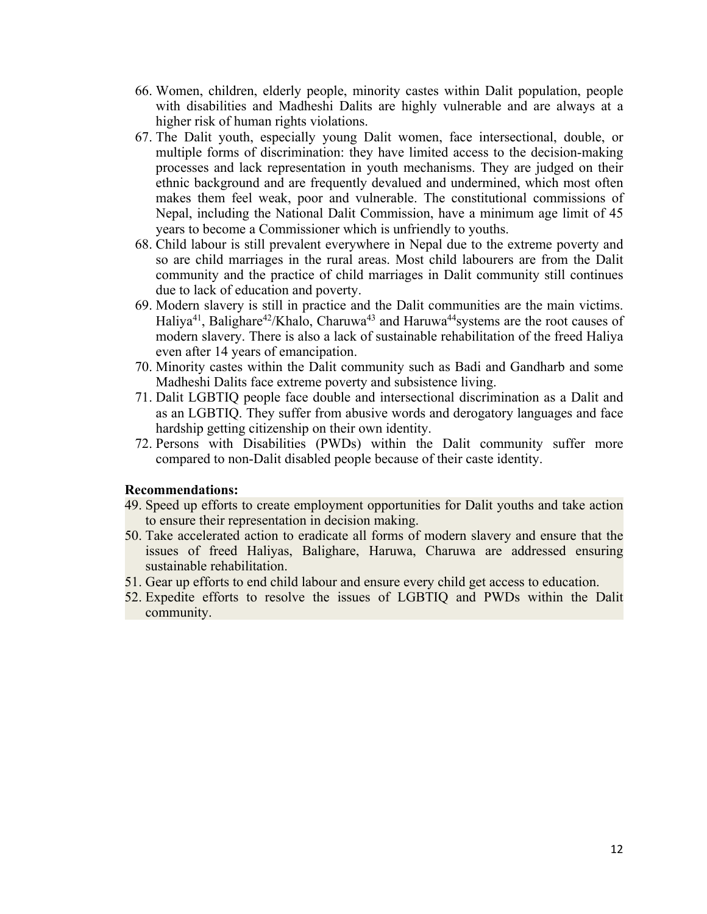66. Women, children, elderly people, minority castes within Dalit population, people with disabilities and Madheshi Dalits are highly vulnerable and are always at a higher risk of human rights violations.
67. The Dalit youth, especially young Dalit women, face intersectional, double, or multiple forms of discrimination: they have limited access to the decision-making processes and lack representation in youth mechanisms. They are judged on their ethnic background and are frequently devalued and undermined, which most often makes them feel weak, poor and vulnerable. The constitutional commissions of Nepal, including the National Dalit Commission, have a minimum age limit of 45 years to become a Commissioner which is unfriendly to youths.
68. Child labour is still prevalent everywhere in Nepal due to the extreme poverty and so are child marriages in the rural areas. Most child labourers are from the Dalit community and the practice of child marriages in Dalit community still continues due to lack of education and poverty.
69. Modern slavery is still in practice and the Dalit communities are the main victims. Haliya[41], Balighare[42]/Khalo, Charuwa[43] and Haruwa[44]systems are the root causes of modern slavery. There is also a lack of sustainable rehabilitation of the freed Haliya even after 14 years of emancipation.
70. Minority castes within the Dalit community such as Badi and Gandharb and some Madheshi Dalits face extreme poverty and subsistence living.
71. Dalit LGBTIQ people face double and intersectional discrimination as a Dalit and as an LGBTIQ. They suffer from abusive words and derogatory languages and face hardship getting citizenship on their own identity.
72. Persons with Disabilities (PWDs) within the Dalit community suffer more compared to non-Dalit disabled people because of their caste identity.

**Recommendations:**

49. Speed up efforts to create employment opportunities for Dalit youths and take action to ensure their representation in decision making.
50. Take accelerated action to eradicate all forms of modern slavery and ensure that the issues of freed Haliyas, Balighare, Haruwa, Charuwa are addressed ensuring sustainable rehabilitation.
51. Gear up efforts to end child labour and ensure every child get access to education.
52. Expedite efforts to resolve the issues of LGBTIQ and PWDs within the Dalit community.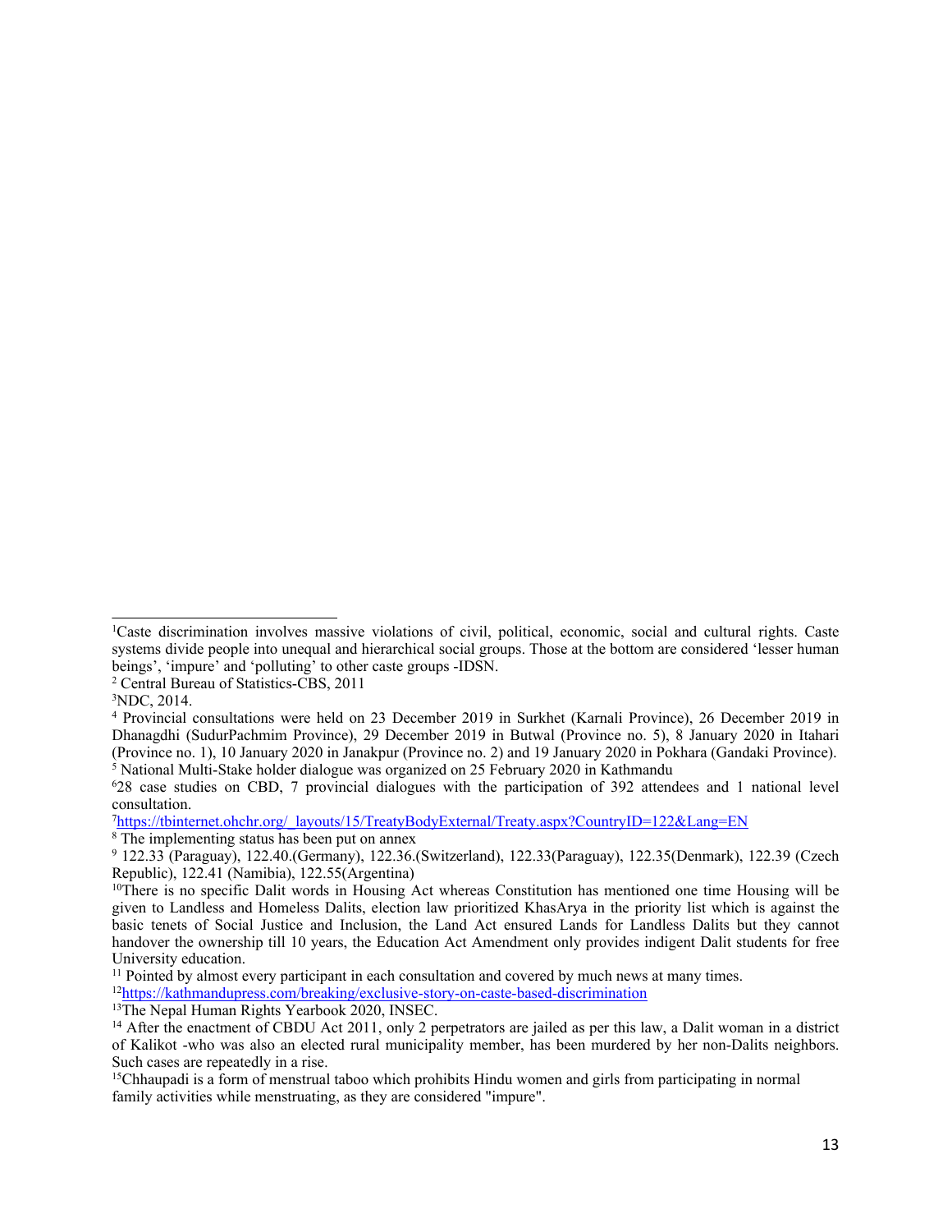[1]Caste discrimination involves massive violations of civil, political, economic, social and cultural rights. Caste systems divide people into unequal and hierarchical social groups. Those at the bottom are considered 'lesser human beings', 'impure' and 'polluting' to other caste groups -IDSN.

[2] Central Bureau of Statistics-CBS, 2011

[3]NDC, 2014.

[4] Provincial consultations were held on 23 December 2019 in Surkhet (Karnali Province), 26 December 2019 in Dhanagdhi (SudurPachmim Province), 29 December 2019 in Butwal (Province no. 5), 8 January 2020 in Itahari (Province no. 1), 10 January 2020 in Janakpur (Province no. 2) and 19 January 2020 in Pokhara (Gandaki Province).

[5] National Multi-Stake holder dialogue was organized on 25 February 2020 in Kathmandu

[6]28 case studies on CBD, 7 provincial dialogues with the participation of 392 attendees and 1 national level consultation.

[7]https://tbinternet.ohchr.org/_layouts/15/TreatyBodyExternal/Treaty.aspx?CountryID=122&Lang=EN

[8] The implementing status has been put on annex

[9] 122.33 (Paraguay), 122.40.(Germany), 122.36.(Switzerland), 122.33(Paraguay), 122.35(Denmark), 122.39 (Czech Republic), 122.41 (Namibia), 122.55(Argentina)

[10]There is no specific Dalit words in Housing Act whereas Constitution has mentioned one time Housing will be given to Landless and Homeless Dalits, election law prioritized KhasArya in the priority list which is against the basic tenets of Social Justice and Inclusion, the Land Act ensured Lands for Landless Dalits but they cannot handover the ownership till 10 years, the Education Act Amendment only provides indigent Dalit students for free University education.

[11] Pointed by almost every participant in each consultation and covered by much news at many times.

[12]https://kathmandupress.com/breaking/exclusive-story-on-caste-based-discrimination

[13]The Nepal Human Rights Yearbook 2020, INSEC.

[14] After the enactment of CBDU Act 2011, only 2 perpetrators are jailed as per this law, a Dalit woman in a district of Kalikot -who was also an elected rural municipality member, has been murdered by her non-Dalits neighbors. Such cases are repeatedly in a rise.

[15]Chhaupadi is a form of menstrual taboo which prohibits Hindu women and girls from participating in normal family activities while menstruating, as they are considered "impure".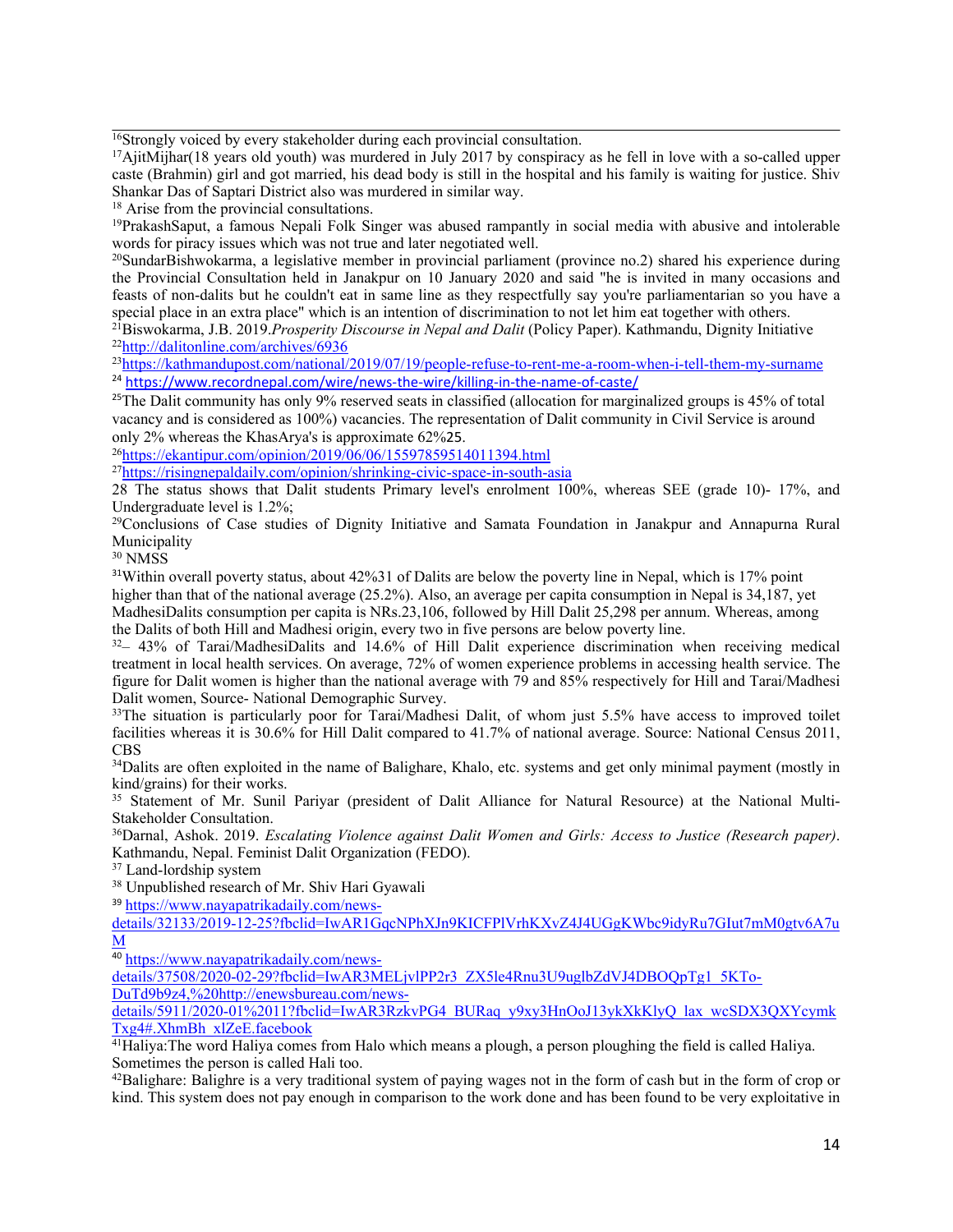[16]Strongly voiced by every stakeholder during each provincial consultation.

[17]AjitMijhar(18 years old youth) was murdered in July 2017 by conspiracy as he fell in love with a so-called upper caste (Brahmin) girl and got married, his dead body is still in the hospital and his family is waiting for justice. Shiv Shankar Das of Saptari District also was murdered in similar way.

[18] Arise from the provincial consultations.

[19]PrakashSaput, a famous Nepali Folk Singer was abused rampantly in social media with abusive and intolerable words for piracy issues which was not true and later negotiated well.

[20]SundarBishwokarma, a legislative member in provincial parliament (province no.2) shared his experience during the Provincial Consultation held in Janakpur on 10 January 2020 and said "he is invited in many occasions and feasts of non-dalits but he couldn't eat in same line as they respectfully say you're parliamentarian so you have a special place in an extra place" which is an intention of discrimination to not let him eat together with others.

[21]Biswokarma, J.B. 2019.*Prosperity Discourse in Nepal and Dalit* (Policy Paper). Kathmandu, Dignity Initiative

[22]http://dalitonline.com/archives/6936

[23]https://kathmandupost.com/national/2019/07/19/people-refuse-to-rent-me-a-room-when-i-tell-them-my-surname

[24] https://www.recordnepal.com/wire/news-the-wire/killing-in-the-name-of-caste/

[25]The Dalit community has only 9% reserved seats in classified (allocation for marginalized groups is 45% of total vacancy and is considered as 100%) vacancies. The representation of Dalit community in Civil Service is around only 2% whereas the KhasArya's is approximate 62%25.

[26]https://ekantipur.com/opinion/2019/06/06/15597859514011394.html

[27]https://risingnepaldaily.com/opinion/shrinking-civic-space-in-south-asia

28 The status shows that Dalit students Primary level's enrolment 100%, whereas SEE (grade 10)- 17%, and Undergraduate level is 1.2%;

[29]Conclusions of Case studies of Dignity Initiative and Samata Foundation in Janakpur and Annapurna Rural Municipality

[30] NMSS

[31]Within overall poverty status, about 42%31 of Dalits are below the poverty line in Nepal, which is 17% point higher than that of the national average (25.2%). Also, an average per capita consumption in Nepal is 34,187, yet MadhesiDalits consumption per capita is NRs.23,106, followed by Hill Dalit 25,298 per annum. Whereas, among the Dalits of both Hill and Madhesi origin, every two in five persons are below poverty line.

[32]– 43% of Tarai/MadhesiDalits and 14.6% of Hill Dalit experience discrimination when receiving medical treatment in local health services. On average, 72% of women experience problems in accessing health service. The figure for Dalit women is higher than the national average with 79 and 85% respectively for Hill and Tarai/Madhesi Dalit women, Source- National Demographic Survey.

[33]The situation is particularly poor for Tarai/Madhesi Dalit, of whom just 5.5% have access to improved toilet facilities whereas it is 30.6% for Hill Dalit compared to 41.7% of national average. Source: National Census 2011, CBS

[34]Dalits are often exploited in the name of Balighare, Khalo, etc. systems and get only minimal payment (mostly in kind/grains) for their works.

[35] Statement of Mr. Sunil Pariyar (president of Dalit Alliance for Natural Resource) at the National Multi-Stakeholder Consultation.

[36]Darnal, Ashok. 2019. *Escalating Violence against Dalit Women and Girls: Access to Justice (Research paper)*. Kathmandu, Nepal. Feminist Dalit Organization (FEDO).

[37] Land-lordship system

[38] Unpublished research of Mr. Shiv Hari Gyawali

[39] https://www.nayapatrikadaily.com/news-details/32133/2019-12-25?fbclid=IwAR1GqcNPhXJn9KICFPlVrhKXvZ4J4UGgKWbc9idyRu7GIut7mM0gtv6A7uM

[40] https://www.nayapatrikadaily.com/news-details/37508/2020-02-29?fbclid=IwAR3MELjvlPP2r3_ZX5le4Rnu3U9uglbZdVJ4DBOQpTg1_5KTo-DuTd9b9z4,%20http://enewsbureau.com/news-details/5911/2020-01%2011?fbclid=IwAR3RzkvPG4_BURaq_y9xy3HnOoJ13ykXkKlyQ_lax_wcSDX3QXYcymkTxg4#.XhmBh_xlZeE.facebook

[41]Haliya:The word Haliya comes from Halo which means a plough, a person ploughing the field is called Haliya. Sometimes the person is called Hali too.

[42]Balighare: Balighre is a very traditional system of paying wages not in the form of cash but in the form of crop or kind. This system does not pay enough in comparison to the work done and has been found to be very exploitative in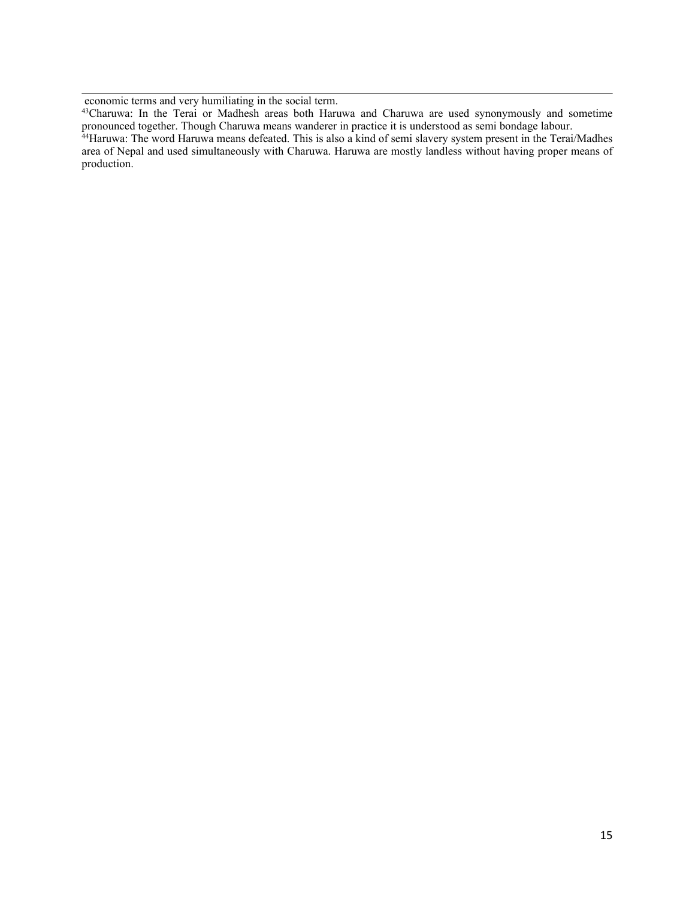economic terms and very humiliating in the social term.

[43]Charuwa: In the Terai or Madhesh areas both Haruwa and Charuwa are used synonymously and sometime pronounced together. Though Charuwa means wanderer in practice it is understood as semi bondage labour.

[44]Haruwa: The word Haruwa means defeated. This is also a kind of semi slavery system present in the Terai/Madhes area of Nepal and used simultaneously with Charuwa. Haruwa are mostly landless without having proper means of production.